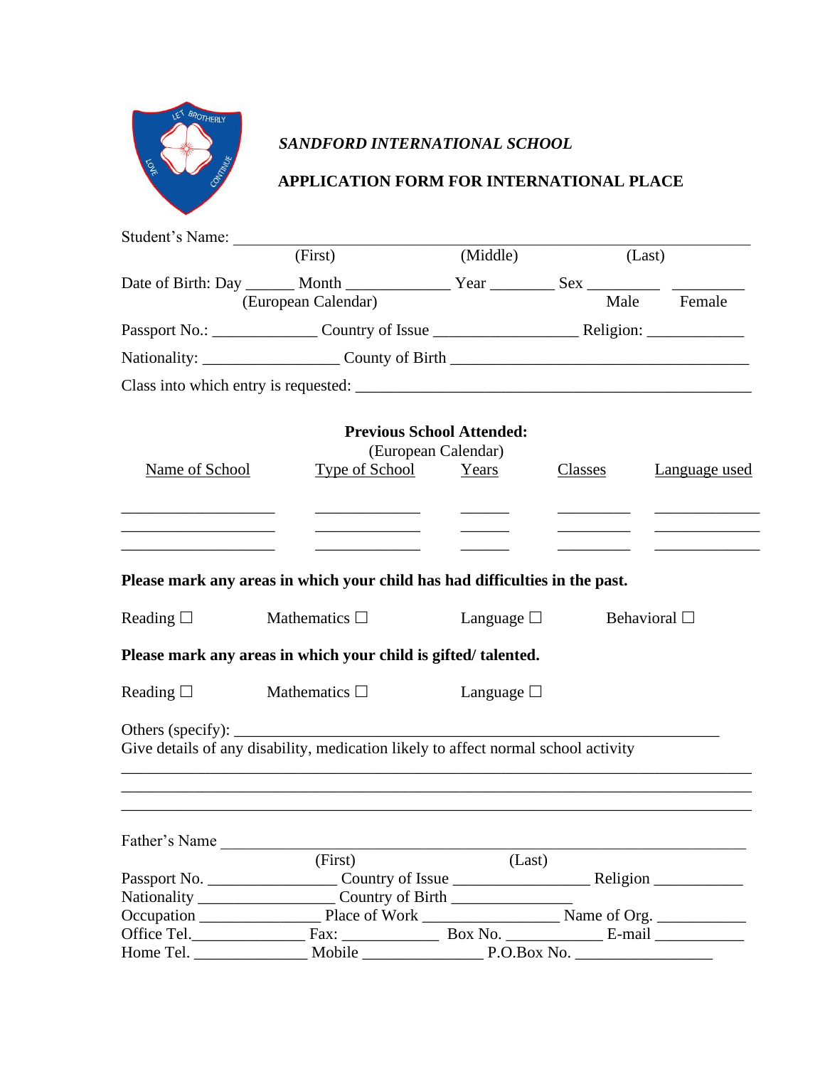***SANDFORD INTERNATIONAL SCHOOL***

**APPLICATION FORM FOR INTERNATIONAL PLACE**

Student's Name: ______________________________________________________________
(First) (Middle) (Last)

Date of Birth: Day ______ Month _____________ Year ________ Sex _________ _________
(European Calendar) Male Female

Passport No.: _____________ Country of Issue _________________ Religion: ____________

Nationality: _________________ County of Birth _____________________________________

Class into which entry is requested: ____________________________________________

**Previous School Attended:**
(European Calendar)

| Name of School | Type of School | Years | Classes | Language used |
|---|---|---|---|---|
| ___________________ | _____________ | ______ | _________ | _____________ |
| ___________________ | _____________ | ______ | _________ | _____________ |
| ___________________ | _____________ | ______ | _________ | _____________ |

**Please mark any areas in which your child has had difficulties in the past.**

Reading ☐ Mathematics ☐ Language ☐ Behavioral ☐

**Please mark any areas in which your child is gifted/ talented.**

Reading ☐ Mathematics ☐ Language ☐

Others (specify): _______________________________________________________________

Give details of any disability, medication likely to affect normal school activity

_______________________________________________________________________________
_______________________________________________________________________________
_______________________________________________________________________________

Father's Name ___________________________________________________________________
(First) (Last)

Passport No. _______________ Country of Issue ________________ Religion ___________

Nationality ________________ Country of Birth _______________

Occupation _______________ Place of Work ________________ Name of Org. ___________

Office Tel. ______________ Fax: ____________ Box No. ____________ E-mail ___________

Home Tel. ______________ Mobile _______________ P.O.Box No. _________________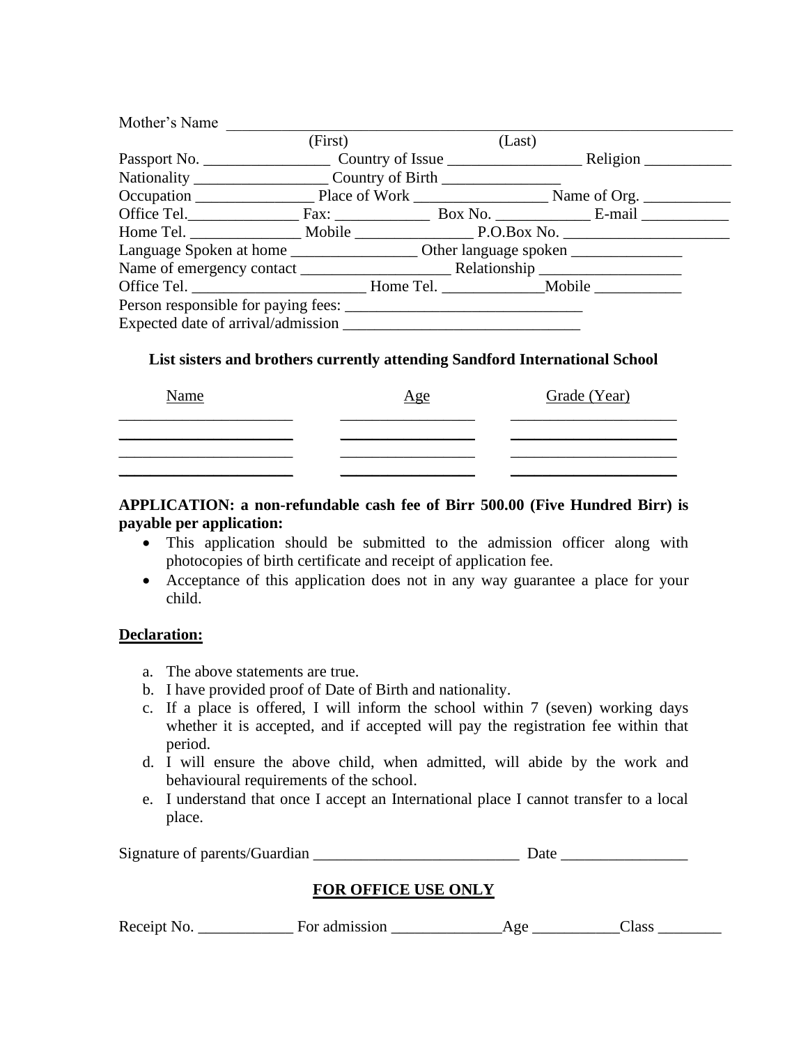Mother's Name ____________________________________________________________
(First) (Last)

Passport No. ________________ Country of Issue _________________ Religion ___________

Nationality _________________ Country of Birth _______________

Occupation _______________ Place of Work _________________ Name of Org. ___________

Office Tel.______________ Fax: ____________ Box No. ____________ E-mail ___________

Home Tel. ______________ Mobile _______________ P.O.Box No. _____________________

Language Spoken at home ________________ Other language spoken ______________

Name of emergency contact ___________________ Relationship __________________

Office Tel. ______________________ Home Tel. _____________Mobile ___________

Person responsible for paying fees: ______________________________

Expected date of arrival/admission ______________________________

**List sisters and brothers currently attending Sandford International School**

| Name | Age | Grade (Year) |
|---|---|---|
| | | |
| | | |
| | | |
| | | |

**APPLICATION: a non-refundable cash fee of Birr 500.00 (Five Hundred Birr) is payable per application:**

- This application should be submitted to the admission officer along with photocopies of birth certificate and receipt of application fee.
- Acceptance of this application does not in any way guarantee a place for your child.

**Declaration:**

a. The above statements are true.
b. I have provided proof of Date of Birth and nationality.
c. If a place is offered, I will inform the school within 7 (seven) working days whether it is accepted, and if accepted will pay the registration fee within that period.
d. I will ensure the above child, when admitted, will abide by the work and behavioural requirements of the school.
e. I understand that once I accept an International place I cannot transfer to a local place.

Signature of parents/Guardian __________________________ Date ________________

**FOR OFFICE USE ONLY**

Receipt No. ____________ For admission ______________Age ___________Class ________